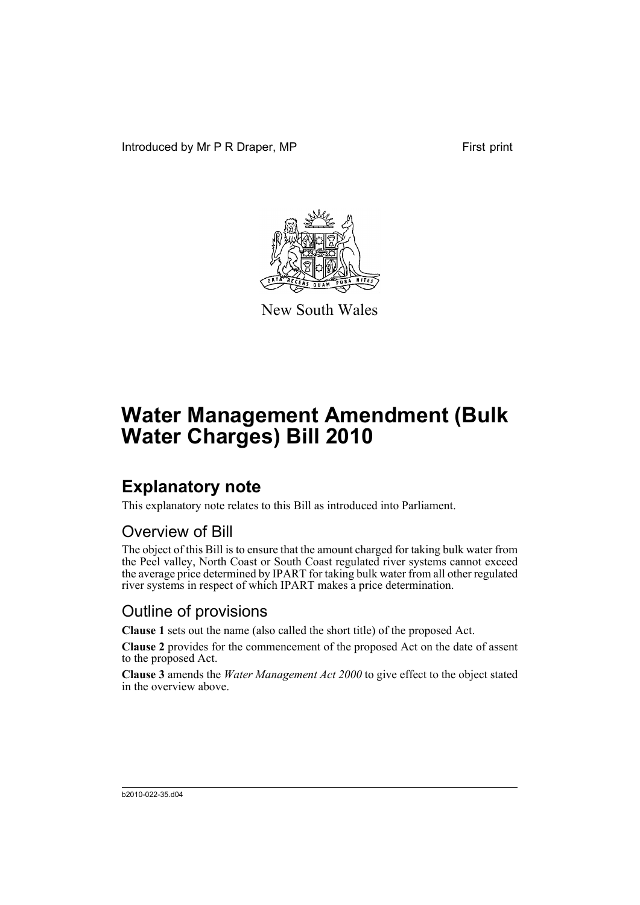Introduced by Mr P R Draper, MP

First print

New South Wales

# Water Management Amendment (Bulk Water Charges) Bill 2010

## Explanatory note

This explanatory note relates to this Bill as introduced into Parliament.

### Overview of Bill

The object of this Bill is to ensure that the amount charged for taking bulk water from the Peel valley, North Coast or South Coast regulated river systems cannot exceed the average price determined by IPART for taking bulk water from all other regulated river systems in respect of which IPART makes a price determination.

### Outline of provisions

**Clause 1** sets out the name (also called the short title) of the proposed Act.

**Clause 2** provides for the commencement of the proposed Act on the date of assent to the proposed Act.

**Clause 3** amends the *Water Management Act 2000* to give effect to the object stated in the overview above.

b2010-022-35.d04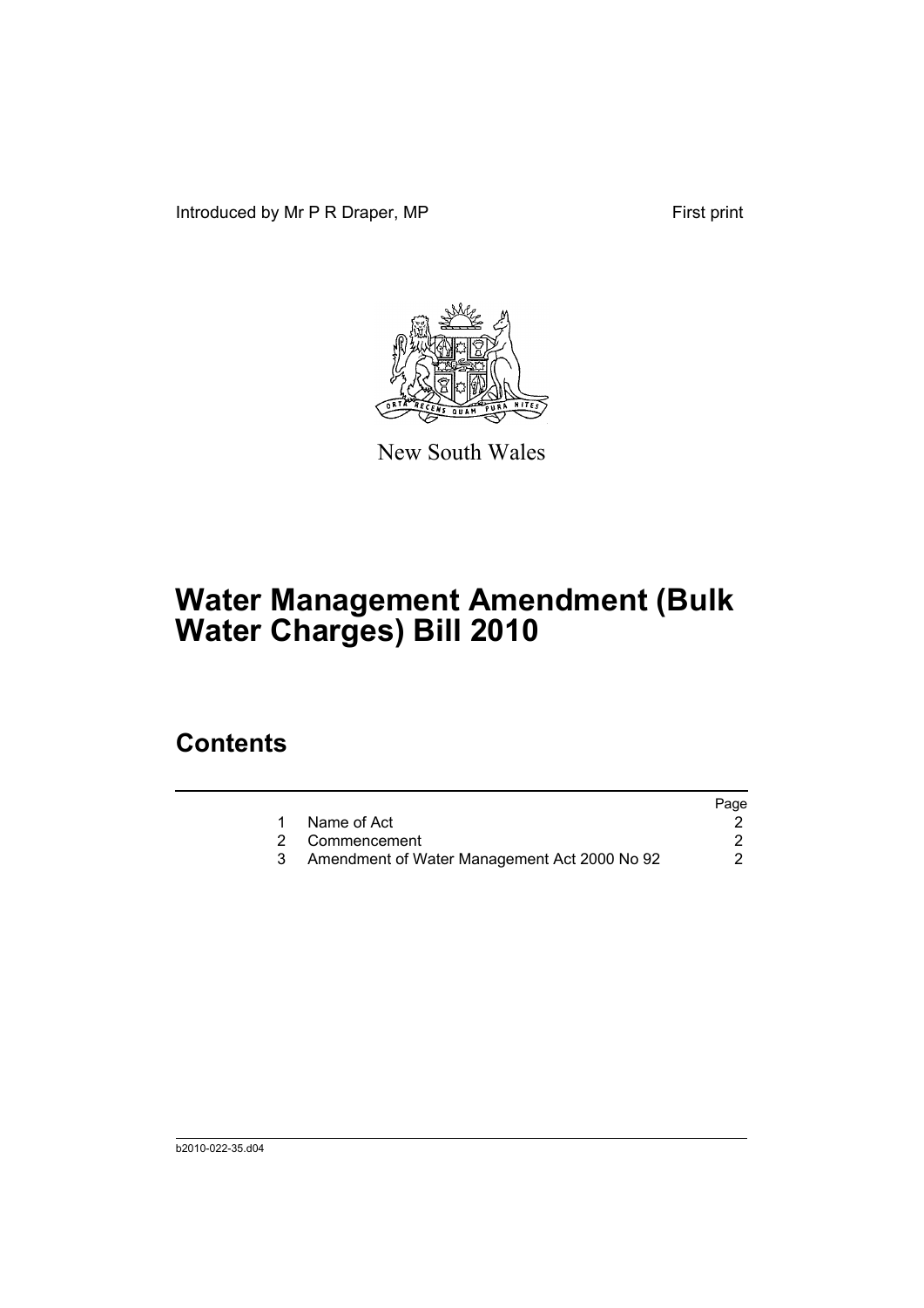Introduced by Mr P R Draper, MP First print

New South Wales

# Water Management Amendment (Bulk Water Charges) Bill 2010

## Contents

| | | Page |
|---|---|---|
| 1 | Name of Act | 2 |
| 2 | Commencement | 2 |
| 3 | Amendment of Water Management Act 2000 No 92 | 2 |

b2010-022-35.d04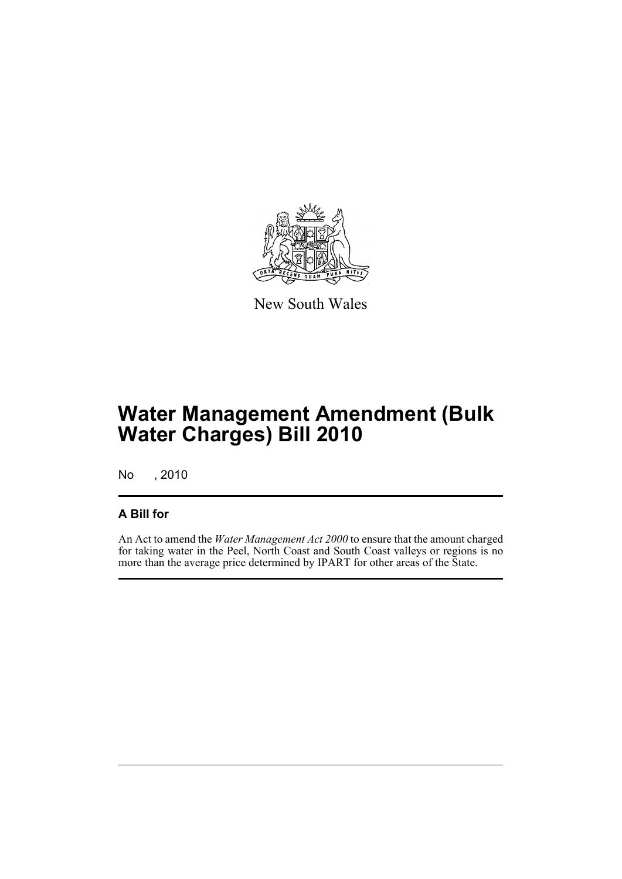New South Wales

# Water Management Amendment (Bulk Water Charges) Bill 2010

No , 2010

## A Bill for

An Act to amend the *Water Management Act 2000* to ensure that the amount charged for taking water in the Peel, North Coast and South Coast valleys or regions is no more than the average price determined by IPART for other areas of the State.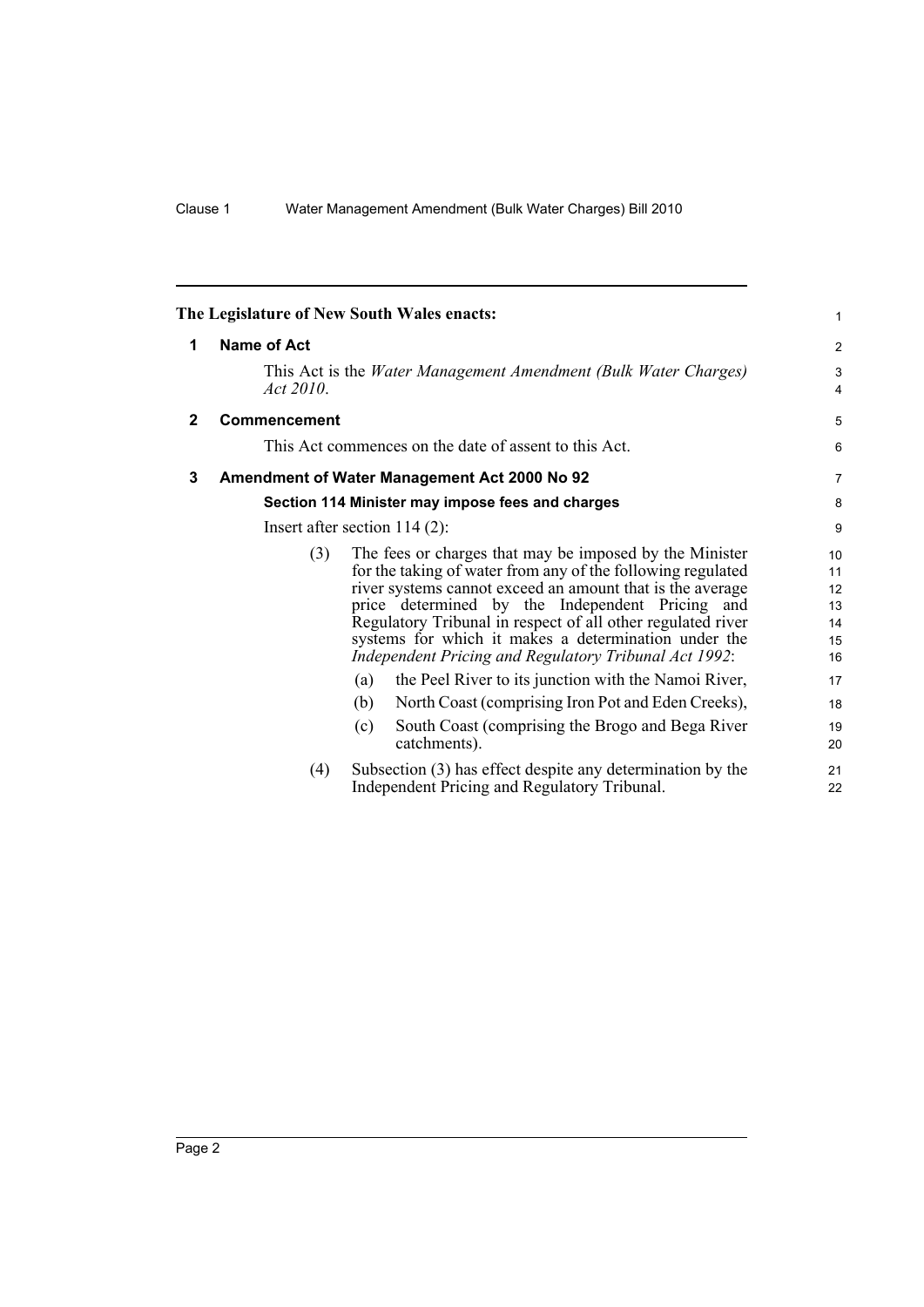The Legislature of New South Wales enacts:

## 1 Name of Act

This Act is the *Water Management Amendment (Bulk Water Charges) Act 2010*.

## 2 Commencement

This Act commences on the date of assent to this Act.

## 3 Amendment of Water Management Act 2000 No 92

### Section 114 Minister may impose fees and charges

Insert after section 114 (2):

(3) The fees or charges that may be imposed by the Minister for the taking of water from any of the following regulated river systems cannot exceed an amount that is the average price determined by the Independent Pricing and Regulatory Tribunal in respect of all other regulated river systems for which it makes a determination under the *Independent Pricing and Regulatory Tribunal Act 1992*:

(a) the Peel River to its junction with the Namoi River,

(b) North Coast (comprising Iron Pot and Eden Creeks),

(c) South Coast (comprising the Brogo and Bega River catchments).

(4) Subsection (3) has effect despite any determination by the Independent Pricing and Regulatory Tribunal.